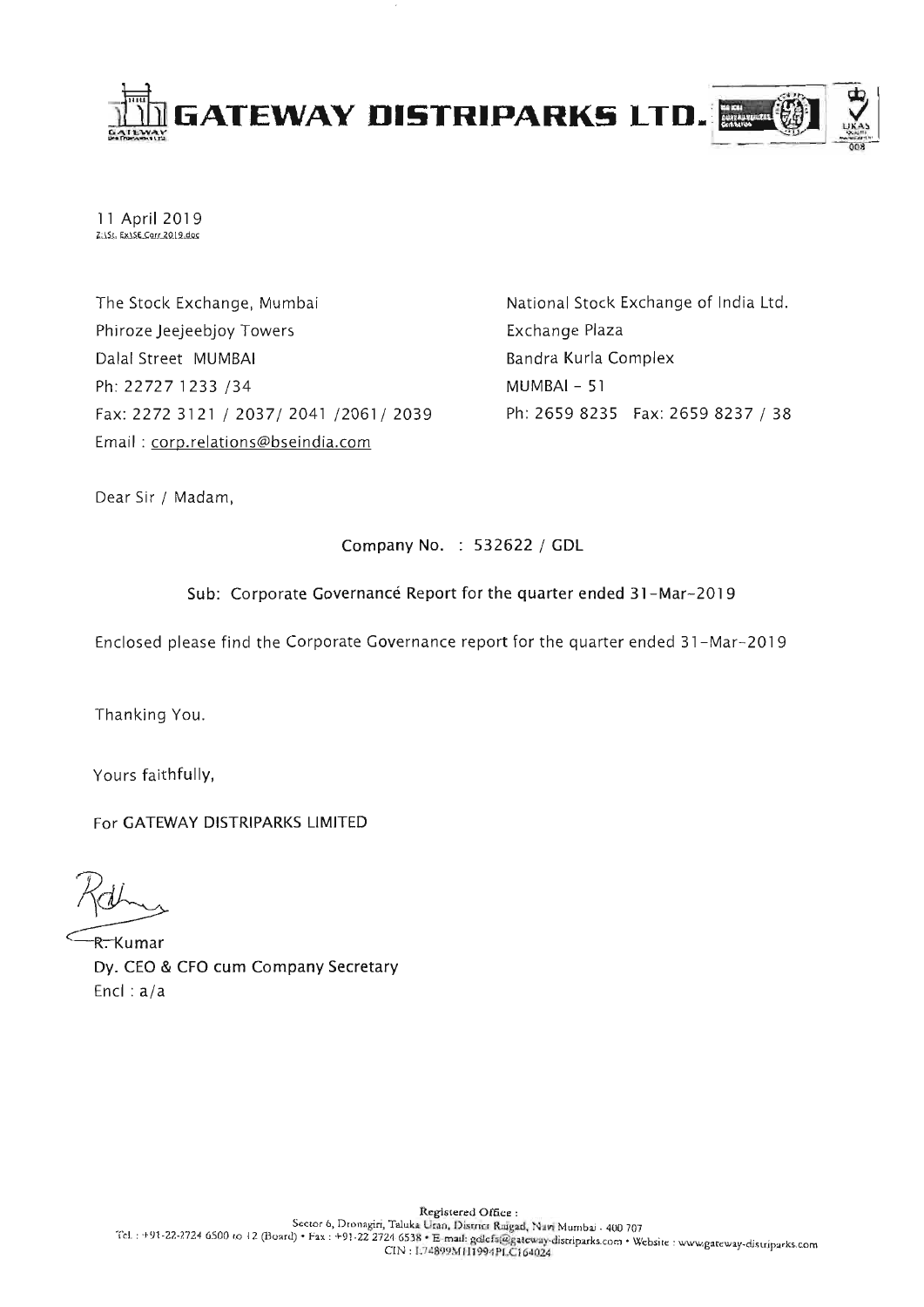# GATEWAY DISTRIPARKS LTD.

11 April 2019

Z:\SE Ex\SE Corr 2019.doc

The Stock Exchange, Mumbai
Phiroze Jeejeebjoy Towers
Dalal Street MUMBAI
Ph: 22727 1233 /34
Fax: 2272 3121 / 2037/ 2041 /2061/ 2039
Email : corp.relations@bseindia.com

National Stock Exchange of India Ltd.
Exchange Plaza
Bandra Kurla Complex
MUMBAI - 51
Ph: 2659 8235 Fax: 2659 8237 / 38

Dear Sir / Madam,

Company No. : 532622 / GDL

Sub: Corporate Governancé Report for the quarter ended 31-Mar-2019

Enclosed please find the Corporate Governance report for the quarter ended 31-Mar-2019

Thanking You.

Yours faithfully,

For GATEWAY DISTRIPARKS LIMITED

R. Kumar
Dy. CEO & CFO cum Company Secretary
Encl : a/a

Registered Office :
Sector 6, Dronagiri, Taluka Uran, District Raigad, Navi Mumbai - 400 707
Tel. : +91-22-2724 6500 to 12 (Board) • Fax : +91-22 2724 6538 • E-mail: gdlcfs@gateway-distriparks.com • Website : www.gateway-distriparks.com
CIN : L74899MH1994PLC164024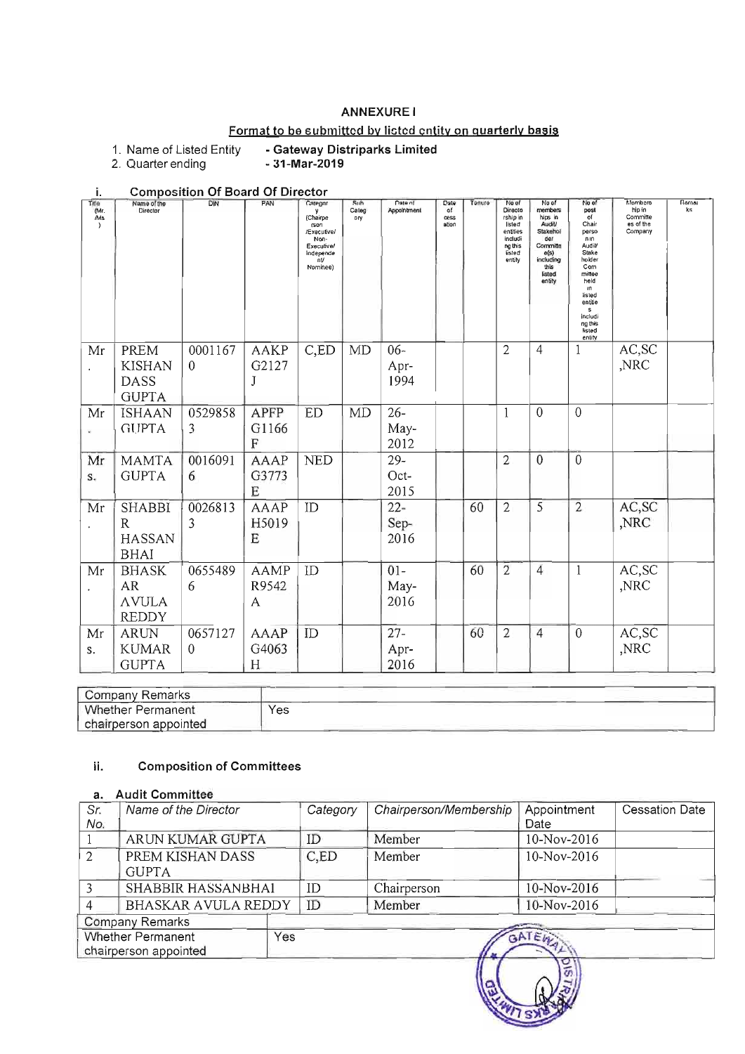## ANNEXURE I

**Format to be submitted by listed entity on quarterly basis**

1. Name of Listed Entity - **Gateway Distriparks Limited**
2. Quarter ending - **31-Mar-2019**

### i. Composition Of Board Of Director

| Title (Mr./Ms) | Name of the Director | DIN | PAN | Category (Chairperson/Executive/Non-Executive/independent/Nominee) | Sub Category | Date of Appointment | Date of cessation | Tenure | No of Directorship in listed entities including this listed entity | No of memberships in Audit/Stakeholder Committee(s) including this listed entity | No of post of Chairperson in Audit/Stakeholder Committees held in listed entities including this listed entity | Membership in Committees of the Company | Remarks |
|---|---|---|---|---|---|---|---|---|---|---|---|---|---|
| Mr. | PREM KISHAN DASS GUPTA | 00011670 | AAKPG2127J | C,ED | MD | 06-Apr-1994 | | | 2 | 4 | 1 | AC,SC,NRC | |
| Mr. | ISHAAN GUPTA | 05298583 | APFPG1166F | ED | MD | 26-May-2012 | | | 1 | 0 | 0 | | |
| Mrs. | MAMTA GUPTA | 00160916 | AAAPG3773E | NED | | 29-Oct-2015 | | | 2 | 0 | 0 | | |
| Mr. | SHABBIR HASSAN BHAI | 00268133 | AAAPH5019E | ID | | 22-Sep-2016 | | 60 | 2 | 5 | 2 | AC,SC,NRC | |
| Mr. | BHASKAR AVULA REDDY | 06554896 | AAMPR9542A | ID | | 01-May-2016 | | 60 | 2 | 4 | 1 | AC,SC,NRC | |
| Mrs. | ARUN KUMAR GUPTA | 06571270 | AAAPG4063H | ID | | 27-Apr-2016 | | 60 | 2 | 4 | 0 | AC,SC,NRC | |

| Company Remarks | |
|---|---|
| Whether Permanent chairperson appointed | Yes |

### ii. Composition of Committees

#### a. Audit Committee

| Sr. No. | Name of the Director | Category | Chairperson/Membership | Appointment Date | Cessation Date |
|---|---|---|---|---|---|
| 1 | ARUN KUMAR GUPTA | ID | Member | 10-Nov-2016 | |
| 2 | PREM KISHAN DASS GUPTA | C,ED | Member | 10-Nov-2016 | |
| 3 | SHABBIR HASSANBHAI | ID | Chairperson | 10-Nov-2016 | |
| 4 | BHASKAR AVULA REDDY | ID | Member | 10-Nov-2016 | |

| Company Remarks | |
|---|---|
| Whether Permanent chairperson appointed | Yes |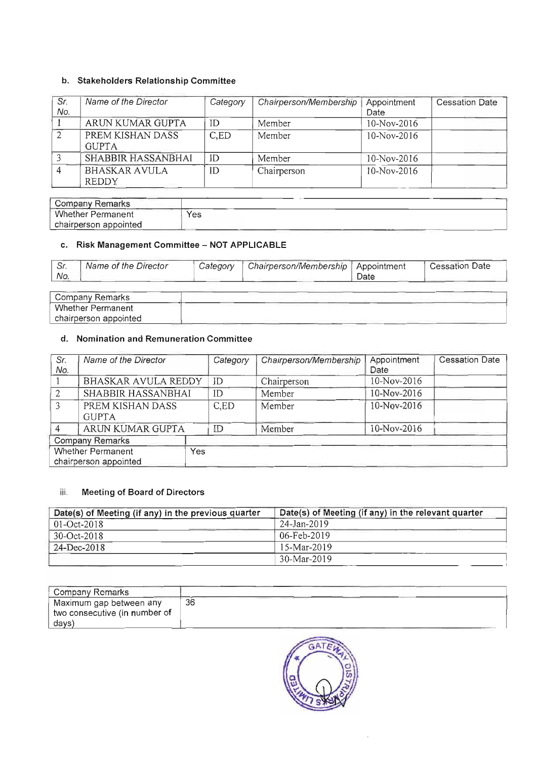#### b. Stakeholders Relationship Committee

| Sr. No. | Name of the Director | Category | Chairperson/Membership | Appointment Date | Cessation Date |
|---|---|---|---|---|---|
| 1 | ARUN KUMAR GUPTA | ID | Member | 10-Nov-2016 | |
| 2 | PREM KISHAN DASS GUPTA | C,ED | Member | 10-Nov-2016 | |
| 3 | SHABBIR HASSANBHAI | ID | Member | 10-Nov-2016 | |
| 4 | BHASKAR AVULA REDDY | ID | Chairperson | 10-Nov-2016 | |

| Company Remarks | |
|---|---|
| Whether Permanent chairperson appointed | Yes |

#### c. Risk Management Committee – NOT APPLICABLE

| Sr. No. | Name of the Director | Category | Chairperson/Membership | Appointment Date | Cessation Date |
|---|---|---|---|---|---|

| Company Remarks | |
|---|---|
| Whether Permanent chairperson appointed | |

#### d. Nomination and Remuneration Committee

| Sr. No. | Name of the Director | Category | Chairperson/Membership | Appointment Date | Cessation Date |
|---|---|---|---|---|---|
| 1 | BHASKAR AVULA REDDY | ID | Chairperson | 10-Nov-2016 | |
| 2 | SHABBIR HASSANBHAI | ID | Member | 10-Nov-2016 | |
| 3 | PREM KISHAN DASS GUPTA | C,ED | Member | 10-Nov-2016 | |
| 4 | ARUN KUMAR GUPTA | ID | Member | 10-Nov-2016 | |

| Company Remarks | |
|---|---|
| Whether Permanent chairperson appointed | Yes |

#### iii. Meeting of Board of Directors

| Date(s) of Meeting (if any) in the previous quarter | Date(s) of Meeting (if any) in the relevant quarter |
|---|---|
| 01-Oct-2018 | 24-Jan-2019 |
| 30-Oct-2018 | 06-Feb-2019 |
| 24-Dec-2018 | 15-Mar-2019 |
| | 30-Mar-2019 |

| Company Remarks | |
|---|---|
| Maximum gap between any two consecutive (in number of days) | 36 |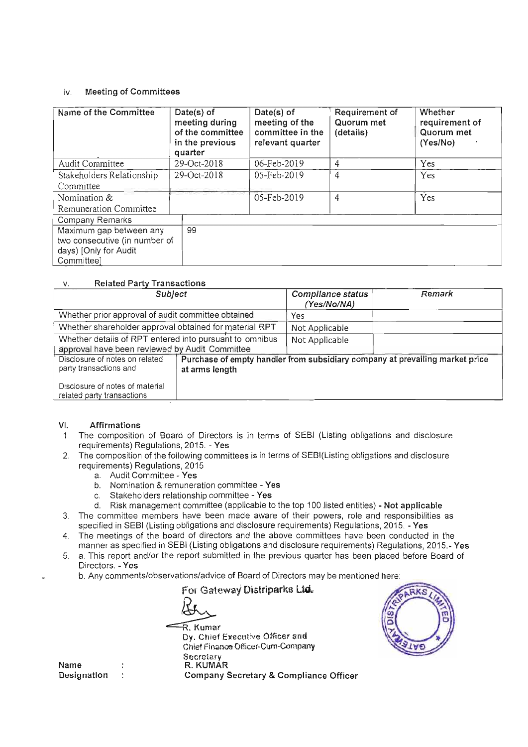### iv. Meeting of Committees

| Name of the Committee | Date(s) of meeting during of the committee in the previous quarter | Date(s) of meeting of the committee in the relevant quarter | Requirement of Quorum met (details) | Whether requirement of Quorum met (Yes/No) |
|---|---|---|---|---|
| Audit Committee | 29-Oct-2018 | 06-Feb-2019 | 4 | Yes |
| Stakeholders Relationship Committee | 29-Oct-2018 | 05-Feb-2019 | 4 | Yes |
| Nomination & Remuneration Committee | | 05-Feb-2019 | 4 | Yes |
| Company Remarks | | | | |
| Maximum gap between any two consecutive (in number of days) [Only for Audit Committee] | 99 | | | |

### v. Related Party Transactions

| *Subject* | *Compliance status (Yes/No/NA)* | *Remark* |
|---|---|---|
| Whether prior approval of audit committee obtained | Yes | |
| Whether shareholder approval obtained for material RPT | Not Applicable | |
| Whether details of RPT entered into pursuant to omnibus approval have been reviewed by Audit Committee | Not Applicable | |
| Disclosure of notes on related party transactions and<br><br>Disclosure of notes of material related party transactions | **Purchase of empty handler from subsidiary company at prevailing market price at arms length** | |

### VI. Affirmations

1. The composition of Board of Directors is in terms of SEBI (Listing obligations and disclosure requirements) Regulations, 2015. - **Yes**
2. The composition of the following committees is in terms of SEBI(Listing obligations and disclosure requirements) Regulations, 2015
   a. Audit Committee - **Yes**
   b. Nomination & remuneration committee - **Yes**
   c. Stakeholders relationship committee - **Yes**
   d. Risk management committee (applicable to the top 100 listed entities) - **Not applicable**
3. The committee members have been made aware of their powers, role and responsibilities as specified in SEBI (Listing obligations and disclosure requirements) Regulations, 2015. - **Yes**
4. The meetings of the board of directors and the above committees have been conducted in the manner as specified in SEBI (Listing obligations and disclosure requirements) Regulations, 2015.- **Yes**
5. a. This report and/or the report submitted in the previous quarter has been placed before Board of Directors. - **Yes**

   b. Any comments/observations/advice of Board of Directors may be mentioned here:

For Gateway Distriparks Ltd.

R. Kumar
Dy. Chief Executive Officer and
Chief Finance Officer-Cum-Company
Secretary

Name : **R. KUMAR**
Designation : **Company Secretary & Compliance Officer**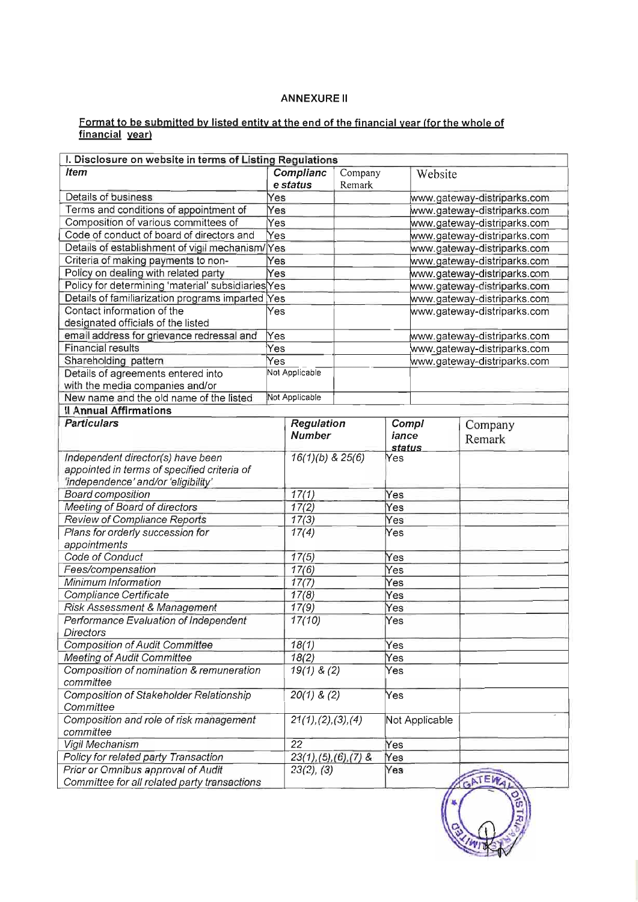**ANNEXURE II**

**Format to be submitted by listed entity at the end of the financial year (for the whole of financial year)**

| I. Disclosure on website in terms of Listing Regulations | | | |
|---|---|---|---|
| ***Item*** | ***Compliance status*** | Company Remark | Website |
| Details of business | Yes | | www.gateway-distriparks.com |
| Terms and conditions of appointment of | Yes | | www.gateway-distriparks.com |
| Composition of various committees of | Yes | | www.gateway-distriparks.com |
| Code of conduct of board of directors and | Yes | | www.gateway-distriparks.com |
| Details of establishment of vigil mechanism/ | Yes | | www.gateway-distriparks.com |
| Criteria of making payments to non- | Yes | | www.gateway-distriparks.com |
| Policy on dealing with related party | Yes | | www.gateway-distriparks.com |
| Policy for determining 'material' subsidiaries | Yes | | www.gateway-distriparks.com |
| Details of familiarization programs imparted | Yes | | www.gateway-distriparks.com |
| Contact information of the designated officials of the listed | Yes | | www.gateway-distriparks.com |
| email address for grievance redressal and | Yes | | www.gateway-distriparks.com |
| Financial results | Yes | | www.gateway-distriparks.com |
| Shareholding pattern | Yes | | www.gateway-distriparks.com |
| Details of agreements entered into with the media companies and/or | Not Applicable | | |
| New name and the old name of the listed | Not Applicable | | |

| II Annual Affirmations | | | |
|---|---|---|---|
| ***Particulars*** | ***Regulation Number*** | ***Compliance status*** | Company Remark |
| *Independent director(s) have been appointed in terms of specified criteria of 'independence' and/or 'eligibility'* | *16(1)(b) & 25(6)* | Yes | |
| *Board composition* | *17(1)* | Yes | |
| *Meeting of Board of directors* | *17(2)* | Yes | |
| *Review of Compliance Reports* | *17(3)* | Yes | |
| *Plans for orderly succession for appointments* | *17(4)* | Yes | |
| *Code of Conduct* | *17(5)* | Yes | |
| *Fees/compensation* | *17(6)* | Yes | |
| *Minimum Information* | *17(7)* | Yes | |
| *Compliance Certificate* | *17(8)* | Yes | |
| *Risk Assessment & Management* | *17(9)* | Yes | |
| *Performance Evaluation of Independent Directors* | *17(10)* | Yes | |
| *Composition of Audit Committee* | *18(1)* | Yes | |
| *Meeting of Audit Committee* | *18(2)* | Yes | |
| *Composition of nomination & remuneration committee* | *19(1) & (2)* | Yes | |
| *Composition of Stakeholder Relationship Committee* | *20(1) & (2)* | Yes | |
| *Composition and role of risk management committee* | *21(1),(2),(3),(4)* | Not Applicable | |
| *Vigil Mechanism* | *22* | Yes | |
| *Policy for related party Transaction* | *23(1),(5),(6),(7) &* | Yes | |
| *Prior or Omnibus approval of Audit Committee for all related party transactions* | *23(2), (3)* | Yes | |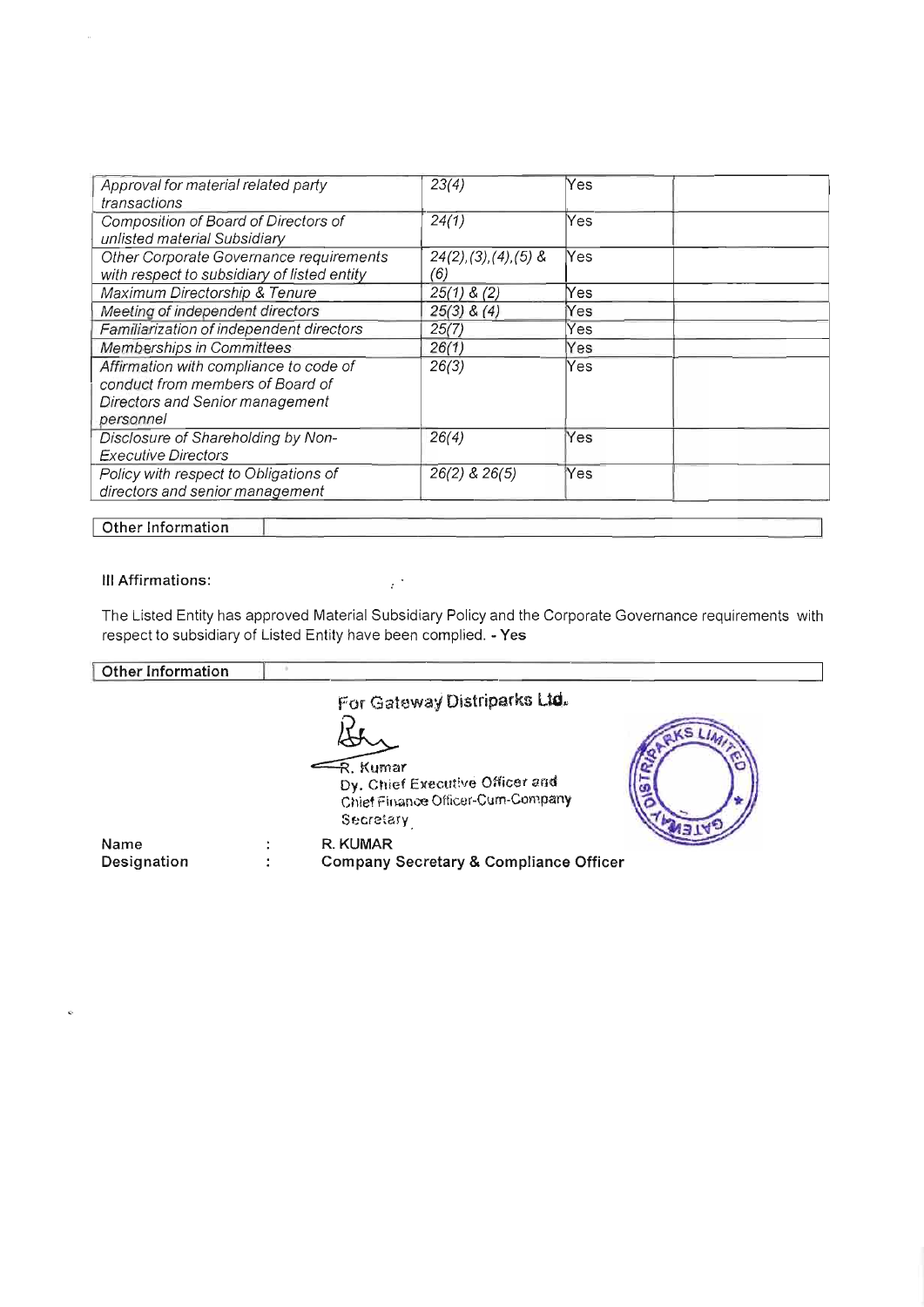| | | | |
|---|---|---|---|
| *Approval for material related party transactions* | *23(4)* | Yes | |
| *Composition of Board of Directors of unlisted material Subsidiary* | *24(1)* | Yes | |
| *Other Corporate Governance requirements with respect to subsidiary of listed entity* | *24(2),(3),(4),(5) & (6)* | Yes | |
| *Maximum Directorship & Tenure* | *25(1) & (2)* | Yes | |
| *Meeting of independent directors* | *25(3) & (4)* | Yes | |
| *Familiarization of independent directors* | *25(7)* | Yes | |
| *Memberships in Committees* | *26(1)* | Yes | |
| *Affirmation with compliance to code of conduct from members of Board of Directors and Senior management personnel* | *26(3)* | Yes | |
| *Disclosure of Shareholding by Non-Executive Directors* | *26(4)* | Yes | |
| *Policy with respect to Obligations of directors and senior management* | *26(2) & 26(5)* | Yes | |

| Other Information | |
|---|---|

**III Affirmations:**

The Listed Entity has approved Material Subsidiary Policy and the Corporate Governance requirements with respect to subsidiary of Listed Entity have been complied. **- Yes**

| Other Information | |
|---|---|

For Gateway Distriparks Ltd.

R. Kumar
Dy. Chief Executive Officer and
Chief Finance Officer-Cum-Company
Secretary

**Name** : **R. KUMAR**
**Designation** : **Company Secretary & Compliance Officer**